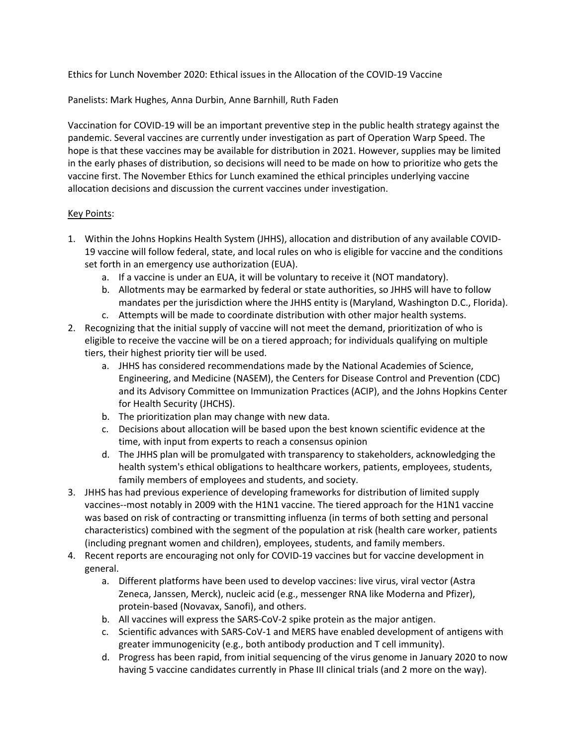Ethics for Lunch November 2020: Ethical issues in the Allocation of the COVID-19 Vaccine

Panelists: Mark Hughes, Anna Durbin, Anne Barnhill, Ruth Faden

Vaccination for COVID-19 will be an important preventive step in the public health strategy against the pandemic. Several vaccines are currently under investigation as part of Operation Warp Speed. The hope is that these vaccines may be available for distribution in 2021. However, supplies may be limited in the early phases of distribution, so decisions will need to be made on how to prioritize who gets the vaccine first. The November Ethics for Lunch examined the ethical principles underlying vaccine allocation decisions and discussion the current vaccines under investigation.

<u>Key Points</u>:

1. Within the Johns Hopkins Health System (JHHS), allocation and distribution of any available COVID-19 vaccine will follow federal, state, and local rules on who is eligible for vaccine and the conditions set forth in an emergency use authorization (EUA).
   a. If a vaccine is under an EUA, it will be voluntary to receive it (NOT mandatory).
   b. Allotments may be earmarked by federal or state authorities, so JHHS will have to follow mandates per the jurisdiction where the JHHS entity is (Maryland, Washington D.C., Florida).
   c. Attempts will be made to coordinate distribution with other major health systems.
2. Recognizing that the initial supply of vaccine will not meet the demand, prioritization of who is eligible to receive the vaccine will be on a tiered approach; for individuals qualifying on multiple tiers, their highest priority tier will be used.
   a. JHHS has considered recommendations made by the National Academies of Science, Engineering, and Medicine (NASEM), the Centers for Disease Control and Prevention (CDC) and its Advisory Committee on Immunization Practices (ACIP), and the Johns Hopkins Center for Health Security (JHCHS).
   b. The prioritization plan may change with new data.
   c. Decisions about allocation will be based upon the best known scientific evidence at the time, with input from experts to reach a consensus opinion
   d. The JHHS plan will be promulgated with transparency to stakeholders, acknowledging the health system's ethical obligations to healthcare workers, patients, employees, students, family members of employees and students, and society.
3. JHHS has had previous experience of developing frameworks for distribution of limited supply vaccines--most notably in 2009 with the H1N1 vaccine. The tiered approach for the H1N1 vaccine was based on risk of contracting or transmitting influenza (in terms of both setting and personal characteristics) combined with the segment of the population at risk (health care worker, patients (including pregnant women and children), employees, students, and family members.
4. Recent reports are encouraging not only for COVID-19 vaccines but for vaccine development in general.
   a. Different platforms have been used to develop vaccines: live virus, viral vector (Astra Zeneca, Janssen, Merck), nucleic acid (e.g., messenger RNA like Moderna and Pfizer), protein-based (Novavax, Sanofi), and others.
   b. All vaccines will express the SARS-CoV-2 spike protein as the major antigen.
   c. Scientific advances with SARS-CoV-1 and MERS have enabled development of antigens with greater immunogenicity (e.g., both antibody production and T cell immunity).
   d. Progress has been rapid, from initial sequencing of the virus genome in January 2020 to now having 5 vaccine candidates currently in Phase III clinical trials (and 2 more on the way).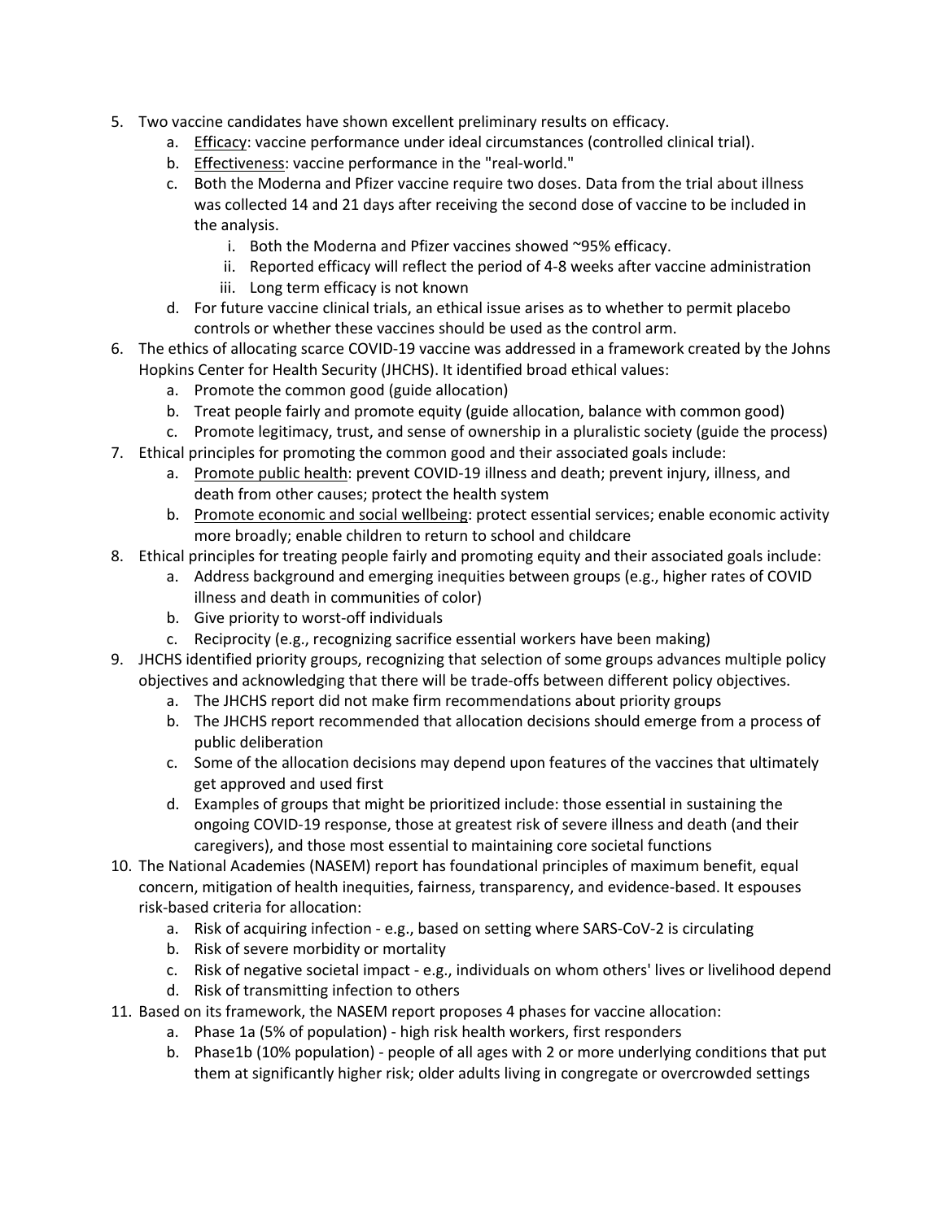5. Two vaccine candidates have shown excellent preliminary results on efficacy.
    a. Efficacy: vaccine performance under ideal circumstances (controlled clinical trial).
    b. Effectiveness: vaccine performance in the "real-world."
    c. Both the Moderna and Pfizer vaccine require two doses. Data from the trial about illness was collected 14 and 21 days after receiving the second dose of vaccine to be included in the analysis.
        i. Both the Moderna and Pfizer vaccines showed ~95% efficacy.
        ii. Reported efficacy will reflect the period of 4-8 weeks after vaccine administration
        iii. Long term efficacy is not known
    d. For future vaccine clinical trials, an ethical issue arises as to whether to permit placebo controls or whether these vaccines should be used as the control arm.
6. The ethics of allocating scarce COVID-19 vaccine was addressed in a framework created by the Johns Hopkins Center for Health Security (JHCHS). It identified broad ethical values:
    a. Promote the common good (guide allocation)
    b. Treat people fairly and promote equity (guide allocation, balance with common good)
    c. Promote legitimacy, trust, and sense of ownership in a pluralistic society (guide the process)
7. Ethical principles for promoting the common good and their associated goals include:
    a. Promote public health: prevent COVID-19 illness and death; prevent injury, illness, and death from other causes; protect the health system
    b. Promote economic and social wellbeing: protect essential services; enable economic activity more broadly; enable children to return to school and childcare
8. Ethical principles for treating people fairly and promoting equity and their associated goals include:
    a. Address background and emerging inequities between groups (e.g., higher rates of COVID illness and death in communities of color)
    b. Give priority to worst-off individuals
    c. Reciprocity (e.g., recognizing sacrifice essential workers have been making)
9. JHCHS identified priority groups, recognizing that selection of some groups advances multiple policy objectives and acknowledging that there will be trade-offs between different policy objectives.
    a. The JHCHS report did not make firm recommendations about priority groups
    b. The JHCHS report recommended that allocation decisions should emerge from a process of public deliberation
    c. Some of the allocation decisions may depend upon features of the vaccines that ultimately get approved and used first
    d. Examples of groups that might be prioritized include: those essential in sustaining the ongoing COVID-19 response, those at greatest risk of severe illness and death (and their caregivers), and those most essential to maintaining core societal functions
10. The National Academies (NASEM) report has foundational principles of maximum benefit, equal concern, mitigation of health inequities, fairness, transparency, and evidence-based. It espouses risk-based criteria for allocation:
    a. Risk of acquiring infection - e.g., based on setting where SARS-CoV-2 is circulating
    b. Risk of severe morbidity or mortality
    c. Risk of negative societal impact - e.g., individuals on whom others' lives or livelihood depend
    d. Risk of transmitting infection to others
11. Based on its framework, the NASEM report proposes 4 phases for vaccine allocation:
    a. Phase 1a (5% of population) - high risk health workers, first responders
    b. Phase1b (10% population) - people of all ages with 2 or more underlying conditions that put them at significantly higher risk; older adults living in congregate or overcrowded settings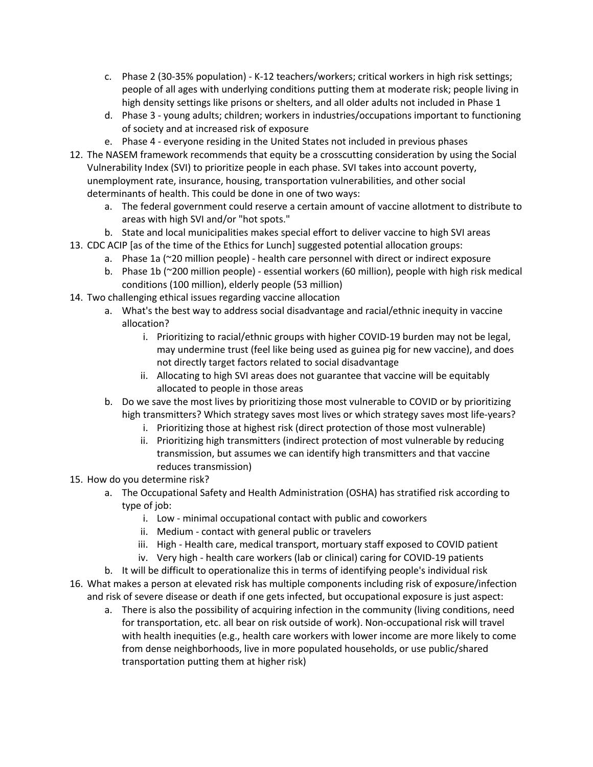c. Phase 2 (30-35% population) - K-12 teachers/workers; critical workers in high risk settings; people of all ages with underlying conditions putting them at moderate risk; people living in high density settings like prisons or shelters, and all older adults not included in Phase 1
   d. Phase 3 - young adults; children; workers in industries/occupations important to functioning of society and at increased risk of exposure
   e. Phase 4 - everyone residing in the United States not included in previous phases

12. The NASEM framework recommends that equity be a crosscutting consideration by using the Social Vulnerability Index (SVI) to prioritize people in each phase. SVI takes into account poverty, unemployment rate, insurance, housing, transportation vulnerabilities, and other social determinants of health. This could be done in one of two ways:
    a. The federal government could reserve a certain amount of vaccine allotment to distribute to areas with high SVI and/or "hot spots."
    b. State and local municipalities makes special effort to deliver vaccine to high SVI areas
13. CDC ACIP [as of the time of the Ethics for Lunch] suggested potential allocation groups:
    a. Phase 1a (~20 million people) - health care personnel with direct or indirect exposure
    b. Phase 1b (~200 million people) - essential workers (60 million), people with high risk medical conditions (100 million), elderly people (53 million)
14. Two challenging ethical issues regarding vaccine allocation
    a. What's the best way to address social disadvantage and racial/ethnic inequity in vaccine allocation?
        i. Prioritizing to racial/ethnic groups with higher COVID-19 burden may not be legal, may undermine trust (feel like being used as guinea pig for new vaccine), and does not directly target factors related to social disadvantage
        ii. Allocating to high SVI areas does not guarantee that vaccine will be equitably allocated to people in those areas
    b. Do we save the most lives by prioritizing those most vulnerable to COVID or by prioritizing high transmitters? Which strategy saves most lives or which strategy saves most life-years?
        i. Prioritizing those at highest risk (direct protection of those most vulnerable)
        ii. Prioritizing high transmitters (indirect protection of most vulnerable by reducing transmission, but assumes we can identify high transmitters and that vaccine reduces transmission)
15. How do you determine risk?
    a. The Occupational Safety and Health Administration (OSHA) has stratified risk according to type of job:
        i. Low - minimal occupational contact with public and coworkers
        ii. Medium - contact with general public or travelers
        iii. High - Health care, medical transport, mortuary staff exposed to COVID patient
        iv. Very high - health care workers (lab or clinical) caring for COVID-19 patients
    b. It will be difficult to operationalize this in terms of identifying people's individual risk
16. What makes a person at elevated risk has multiple components including risk of exposure/infection and risk of severe disease or death if one gets infected, but occupational exposure is just aspect:
    a. There is also the possibility of acquiring infection in the community (living conditions, need for transportation, etc. all bear on risk outside of work). Non-occupational risk will travel with health inequities (e.g., health care workers with lower income are more likely to come from dense neighborhoods, live in more populated households, or use public/shared transportation putting them at higher risk)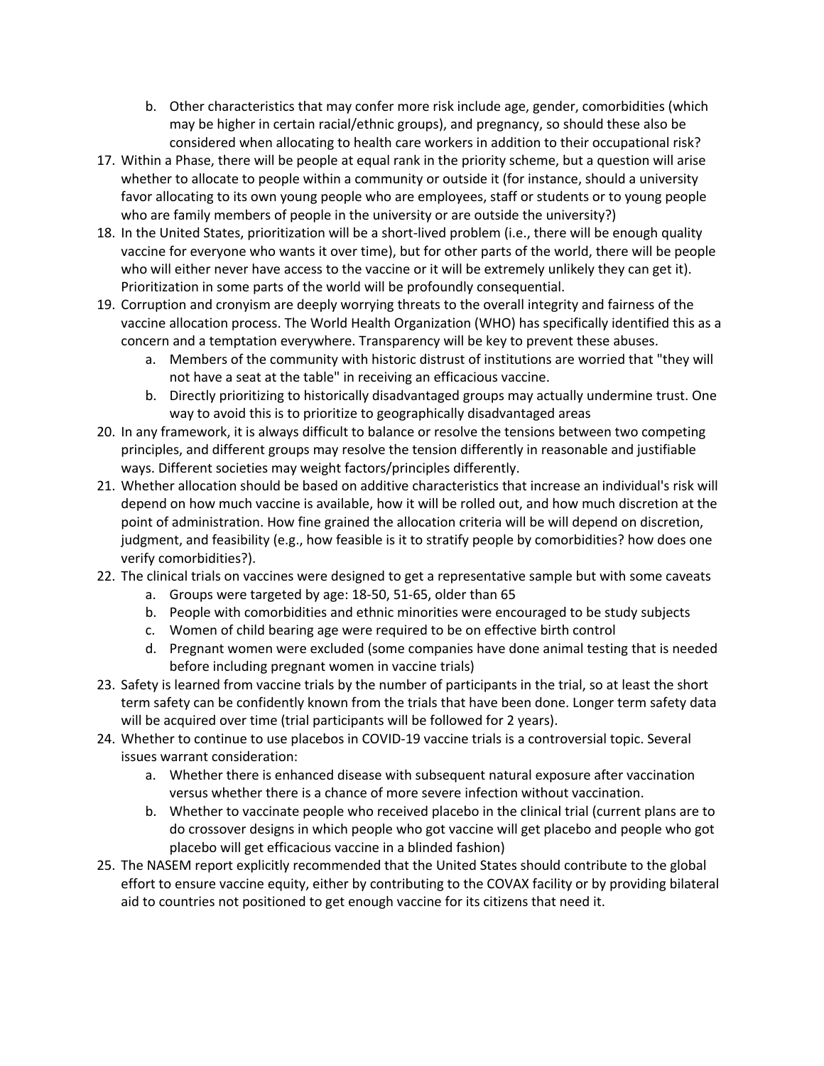b. Other characteristics that may confer more risk include age, gender, comorbidities (which may be higher in certain racial/ethnic groups), and pregnancy, so should these also be considered when allocating to health care workers in addition to their occupational risk?

17. Within a Phase, there will be people at equal rank in the priority scheme, but a question will arise whether to allocate to people within a community or outside it (for instance, should a university favor allocating to its own young people who are employees, staff or students or to young people who are family members of people in the university or are outside the university?)
18. In the United States, prioritization will be a short-lived problem (i.e., there will be enough quality vaccine for everyone who wants it over time), but for other parts of the world, there will be people who will either never have access to the vaccine or it will be extremely unlikely they can get it). Prioritization in some parts of the world will be profoundly consequential.
19. Corruption and cronyism are deeply worrying threats to the overall integrity and fairness of the vaccine allocation process. The World Health Organization (WHO) has specifically identified this as a concern and a temptation everywhere. Transparency will be key to prevent these abuses.
    a. Members of the community with historic distrust of institutions are worried that "they will not have a seat at the table" in receiving an efficacious vaccine.
    b. Directly prioritizing to historically disadvantaged groups may actually undermine trust. One way to avoid this is to prioritize to geographically disadvantaged areas
20. In any framework, it is always difficult to balance or resolve the tensions between two competing principles, and different groups may resolve the tension differently in reasonable and justifiable ways. Different societies may weight factors/principles differently.
21. Whether allocation should be based on additive characteristics that increase an individual's risk will depend on how much vaccine is available, how it will be rolled out, and how much discretion at the point of administration. How fine grained the allocation criteria will be will depend on discretion, judgment, and feasibility (e.g., how feasible is it to stratify people by comorbidities? how does one verify comorbidities?).
22. The clinical trials on vaccines were designed to get a representative sample but with some caveats
    a. Groups were targeted by age: 18-50, 51-65, older than 65
    b. People with comorbidities and ethnic minorities were encouraged to be study subjects
    c. Women of child bearing age were required to be on effective birth control
    d. Pregnant women were excluded (some companies have done animal testing that is needed before including pregnant women in vaccine trials)
23. Safety is learned from vaccine trials by the number of participants in the trial, so at least the short term safety can be confidently known from the trials that have been done. Longer term safety data will be acquired over time (trial participants will be followed for 2 years).
24. Whether to continue to use placebos in COVID-19 vaccine trials is a controversial topic. Several issues warrant consideration:
    a. Whether there is enhanced disease with subsequent natural exposure after vaccination versus whether there is a chance of more severe infection without vaccination.
    b. Whether to vaccinate people who received placebo in the clinical trial (current plans are to do crossover designs in which people who got vaccine will get placebo and people who got placebo will get efficacious vaccine in a blinded fashion)
25. The NASEM report explicitly recommended that the United States should contribute to the global effort to ensure vaccine equity, either by contributing to the COVAX facility or by providing bilateral aid to countries not positioned to get enough vaccine for its citizens that need it.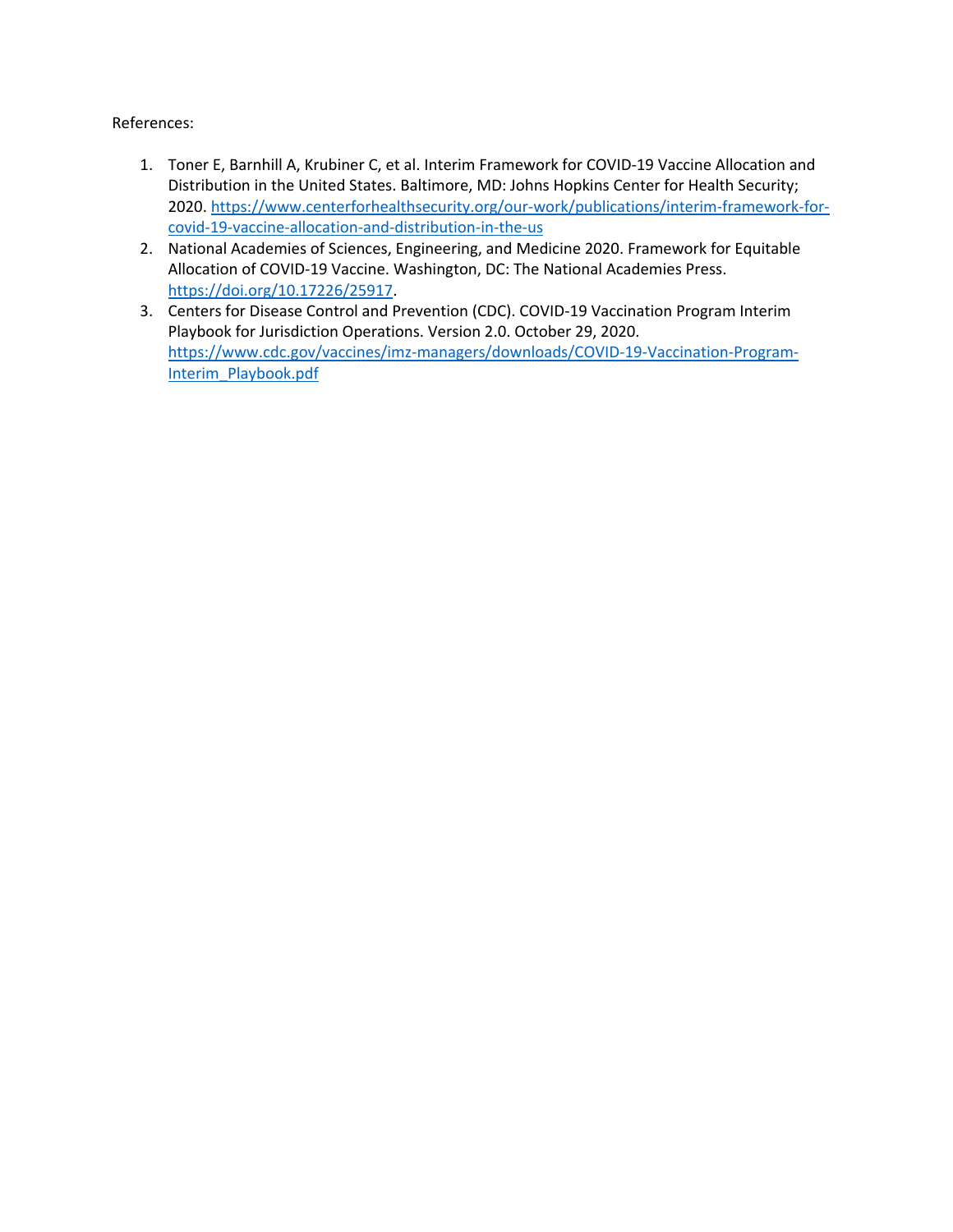References:

1. Toner E, Barnhill A, Krubiner C, et al. Interim Framework for COVID-19 Vaccine Allocation and Distribution in the United States. Baltimore, MD: Johns Hopkins Center for Health Security; 2020. https://www.centerforhealthsecurity.org/our-work/publications/interim-framework-for-covid-19-vaccine-allocation-and-distribution-in-the-us
2. National Academies of Sciences, Engineering, and Medicine 2020. Framework for Equitable Allocation of COVID-19 Vaccine. Washington, DC: The National Academies Press. https://doi.org/10.17226/25917.
3. Centers for Disease Control and Prevention (CDC). COVID-19 Vaccination Program Interim Playbook for Jurisdiction Operations. Version 2.0. October 29, 2020. https://www.cdc.gov/vaccines/imz-managers/downloads/COVID-19-Vaccination-Program-Interim_Playbook.pdf